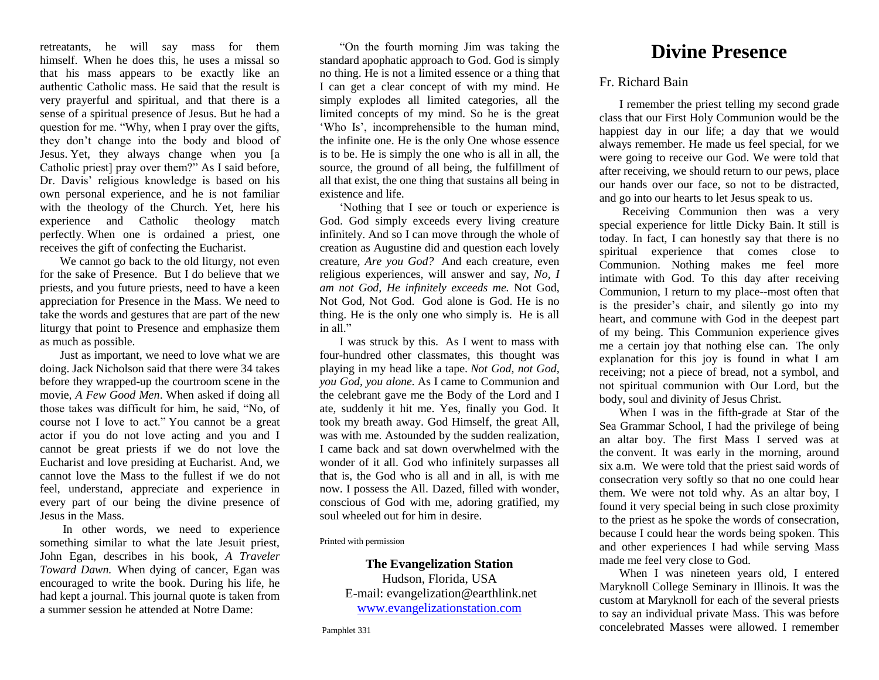retreatants, he will say mass for them himself. When he does this, he uses a missal so that his mass appears to be exactly like an authentic Catholic mass. He said that the result is very prayerful and spiritual, and that there is a sense of a spiritual presence of Jesus. But he had a question for me. "Why, when I pray over the gifts, they don't change into the body and blood of Jesus. Yet, they always change when you [a Catholic priest] pray over them?" As I said before, Dr. Davis' religious knowledge is based on his own personal experience, and he is not familiar with the theology of the Church. Yet, here his experience and Catholic theology match perfectly. When one is ordained a priest, one receives the gift of confecting the Eucharist.

We cannot go back to the old liturgy, not even for the sake of Presence. But I do believe that we priests, and you future priests, need to have a keen appreciation for Presence in the Mass. We need to take the words and gestures that are part of the new liturgy that point to Presence and emphasize them as much as possible.

Just as important, we need to love what we are doing. Jack Nicholson said that there were 34 takes before they wrapped-up the courtroom scene in the movie, *A Few Good Men*. When asked if doing all those takes was difficult for him, he said, "No, of course not I love to act." You cannot be a great actor if you do not love acting and you and I cannot be great priests if we do not love the Eucharist and love presiding at Eucharist. And, we cannot love the Mass to the fullest if we do not feel, understand, appreciate and experience in every part of our being the divine presence of Jesus in the Mass.

In other words, we need to experience something similar to what the late Jesuit priest, John Egan, describes in his book, *A Traveler Toward Dawn.* When dying of cancer, Egan was encouraged to write the book. During his life, he had kept a journal. This journal quote is taken from a summer session he attended at Notre Dame:

"On the fourth morning Jim was taking the standard apophatic approach to God. God is simply no thing. He is not a limited essence or a thing that I can get a clear concept of with my mind. He simply explodes all limited categories, all the limited concepts of my mind. So he is the great 'Who Is', incomprehensible to the human mind, the infinite one. He is the only One whose essence is to be. He is simply the one who is all in all, the source, the ground of all being, the fulfillment of all that exist, the one thing that sustains all being in existence and life.

'Nothing that I see or touch or experience is God. God simply exceeds every living creature infinitely. And so I can move through the whole of creation as Augustine did and question each lovely creature, *Are you God?* And each creature, even religious experiences, will answer and say, *No, I am not God, He infinitely exceeds me.* Not God, Not God, Not God. God alone is God. He is no thing. He is the only one who simply is. He is all in all."

I was struck by this. As I went to mass with four-hundred other classmates, this thought was playing in my head like a tape. *Not God, not God, you God, you alone.* As I came to Communion and the celebrant gave me the Body of the Lord and I ate, suddenly it hit me. Yes, finally you God. It took my breath away. God Himself, the great All, was with me. Astounded by the sudden realization, I came back and sat down overwhelmed with the wonder of it all. God who infinitely surpasses all that is, the God who is all and in all, is with me now. I possess the All. Dazed, filled with wonder, conscious of God with me, adoring gratified, my soul wheeled out for him in desire.

Printed with permission

**The Evangelization Station**
Hudson, Florida, USA
E-mail: evangelization@earthlink.net
www.evangelizationstation.com

Pamphlet 331

# Divine Presence

## Fr. Richard Bain

I remember the priest telling my second grade class that our First Holy Communion would be the happiest day in our life; a day that we would always remember. He made us feel special, for we were going to receive our God. We were told that after receiving, we should return to our pews, place our hands over our face, so not to be distracted, and go into our hearts to let Jesus speak to us.

Receiving Communion then was a very special experience for little Dicky Bain. It still is today. In fact, I can honestly say that there is no spiritual experience that comes close to Communion. Nothing makes me feel more intimate with God. To this day after receiving Communion, I return to my place--most often that is the presider's chair, and silently go into my heart, and commune with God in the deepest part of my being. This Communion experience gives me a certain joy that nothing else can. The only explanation for this joy is found in what I am receiving; not a piece of bread, not a symbol, and not spiritual communion with Our Lord, but the body, soul and divinity of Jesus Christ.

When I was in the fifth-grade at Star of the Sea Grammar School, I had the privilege of being an altar boy. The first Mass I served was at the convent. It was early in the morning, around six a.m. We were told that the priest said words of consecration very softly so that no one could hear them. We were not told why. As an altar boy, I found it very special being in such close proximity to the priest as he spoke the words of consecration, because I could hear the words being spoken. This and other experiences I had while serving Mass made me feel very close to God.

When I was nineteen years old, I entered Maryknoll College Seminary in Illinois. It was the custom at Maryknoll for each of the several priests to say an individual private Mass. This was before concelebrated Masses were allowed. I remember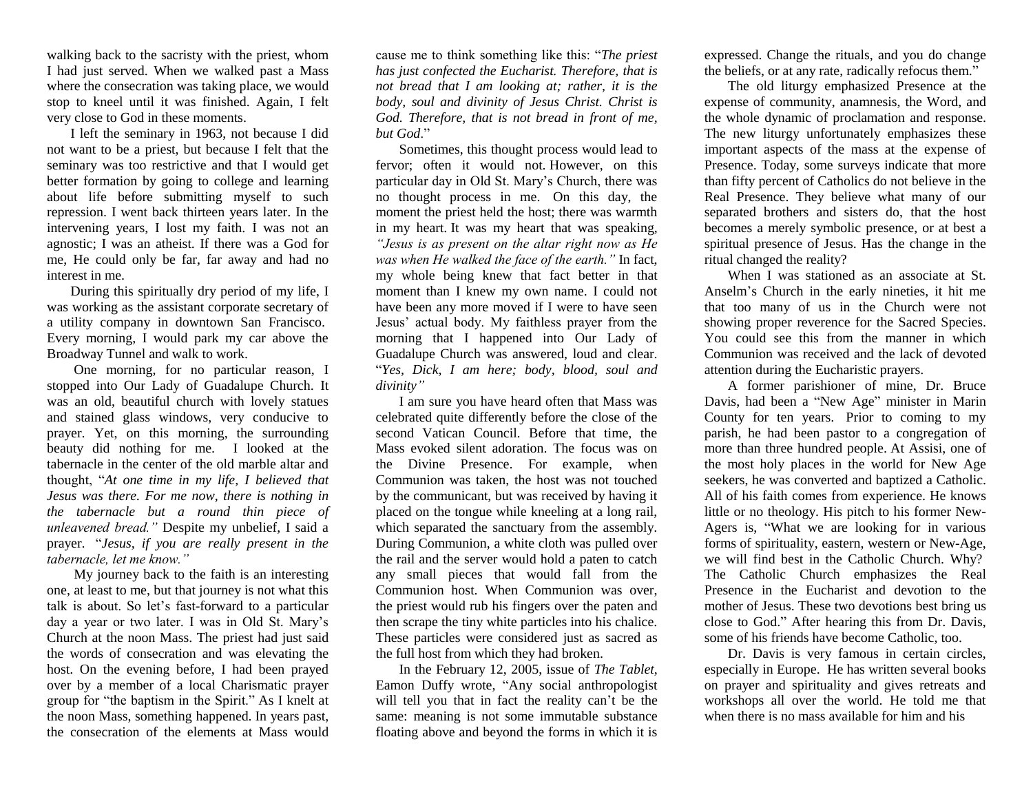walking back to the sacristy with the priest, whom I had just served. When we walked past a Mass where the consecration was taking place, we would stop to kneel until it was finished. Again, I felt very close to God in these moments.

I left the seminary in 1963, not because I did not want to be a priest, but because I felt that the seminary was too restrictive and that I would get better formation by going to college and learning about life before submitting myself to such repression. I went back thirteen years later. In the intervening years, I lost my faith. I was not an agnostic; I was an atheist. If there was a God for me, He could only be far, far away and had no interest in me.

During this spiritually dry period of my life, I was working as the assistant corporate secretary of a utility company in downtown San Francisco. Every morning, I would park my car above the Broadway Tunnel and walk to work.

One morning, for no particular reason, I stopped into Our Lady of Guadalupe Church. It was an old, beautiful church with lovely statues and stained glass windows, very conducive to prayer. Yet, on this morning, the surrounding beauty did nothing for me. I looked at the tabernacle in the center of the old marble altar and thought, "*At one time in my life, I believed that Jesus was there. For me now, there is nothing in the tabernacle but a round thin piece of unleavened bread."* Despite my unbelief, I said a prayer. "*Jesus, if you are really present in the tabernacle, let me know."*

My journey back to the faith is an interesting one, at least to me, but that journey is not what this talk is about. So let's fast-forward to a particular day a year or two later. I was in Old St. Mary's Church at the noon Mass. The priest had just said the words of consecration and was elevating the host. On the evening before, I had been prayed over by a member of a local Charismatic prayer group for "the baptism in the Spirit." As I knelt at the noon Mass, something happened. In years past, the consecration of the elements at Mass would cause me to think something like this: "*The priest has just confected the Eucharist. Therefore, that is not bread that I am looking at; rather, it is the body, soul and divinity of Jesus Christ. Christ is God. Therefore, that is not bread in front of me, but God*."

Sometimes, this thought process would lead to fervor; often it would not. However, on this particular day in Old St. Mary's Church, there was no thought process in me. On this day, the moment the priest held the host; there was warmth in my heart. It was my heart that was speaking, *"Jesus is as present on the altar right now as He was when He walked the face of the earth."* In fact, my whole being knew that fact better in that moment than I knew my own name. I could not have been any more moved if I were to have seen Jesus' actual body. My faithless prayer from the morning that I happened into Our Lady of Guadalupe Church was answered, loud and clear. "*Yes, Dick, I am here; body, blood, soul and divinity"*

I am sure you have heard often that Mass was celebrated quite differently before the close of the second Vatican Council. Before that time, the Mass evoked silent adoration. The focus was on the Divine Presence. For example, when Communion was taken, the host was not touched by the communicant, but was received by having it placed on the tongue while kneeling at a long rail, which separated the sanctuary from the assembly. During Communion, a white cloth was pulled over the rail and the server would hold a paten to catch any small pieces that would fall from the Communion host. When Communion was over, the priest would rub his fingers over the paten and then scrape the tiny white particles into his chalice. These particles were considered just as sacred as the full host from which they had broken.

In the February 12, 2005, issue of *The Tablet*, Eamon Duffy wrote, "Any social anthropologist will tell you that in fact the reality can't be the same: meaning is not some immutable substance floating above and beyond the forms in which it is expressed. Change the rituals, and you do change the beliefs, or at any rate, radically refocus them."

The old liturgy emphasized Presence at the expense of community, anamnesis, the Word, and the whole dynamic of proclamation and response. The new liturgy unfortunately emphasizes these important aspects of the mass at the expense of Presence. Today, some surveys indicate that more than fifty percent of Catholics do not believe in the Real Presence. They believe what many of our separated brothers and sisters do, that the host becomes a merely symbolic presence, or at best a spiritual presence of Jesus. Has the change in the ritual changed the reality?

When I was stationed as an associate at St. Anselm's Church in the early nineties, it hit me that too many of us in the Church were not showing proper reverence for the Sacred Species. You could see this from the manner in which Communion was received and the lack of devoted attention during the Eucharistic prayers.

A former parishioner of mine, Dr. Bruce Davis, had been a "New Age" minister in Marin County for ten years. Prior to coming to my parish, he had been pastor to a congregation of more than three hundred people. At Assisi, one of the most holy places in the world for New Age seekers, he was converted and baptized a Catholic. All of his faith comes from experience. He knows little or no theology. His pitch to his former New-Agers is, "What we are looking for in various forms of spirituality, eastern, western or New-Age, we will find best in the Catholic Church. Why? The Catholic Church emphasizes the Real Presence in the Eucharist and devotion to the mother of Jesus. These two devotions best bring us close to God." After hearing this from Dr. Davis, some of his friends have become Catholic, too.

Dr. Davis is very famous in certain circles, especially in Europe. He has written several books on prayer and spirituality and gives retreats and workshops all over the world. He told me that when there is no mass available for him and his